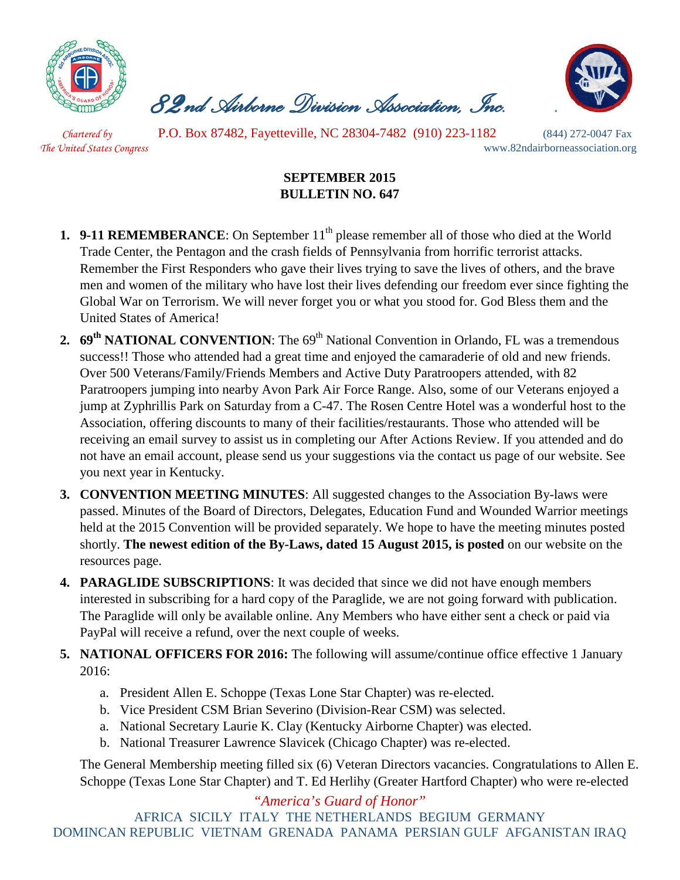# 82nd Airborne Division Association, Inc.

*Chartered by The United States Congress*

P.O. Box 87482, Fayetteville, NC 28304-7482 (910) 223-1182 (844) 272-0047 Fax

www.82ndairborneassociation.org

**SEPTEMBER 2015**
**BULLETIN NO. 647**

1. **9-11 REMEMBERANCE**: On September 11th please remember all of those who died at the World Trade Center, the Pentagon and the crash fields of Pennsylvania from horrific terrorist attacks. Remember the First Responders who gave their lives trying to save the lives of others, and the brave men and women of the military who have lost their lives defending our freedom ever since fighting the Global War on Terrorism. We will never forget you or what you stood for. God Bless them and the United States of America!

2. **69th NATIONAL CONVENTION**: The 69th National Convention in Orlando, FL was a tremendous success!! Those who attended had a great time and enjoyed the camaraderie of old and new friends. Over 500 Veterans/Family/Friends Members and Active Duty Paratroopers attended, with 82 Paratroopers jumping into nearby Avon Park Air Force Range. Also, some of our Veterans enjoyed a jump at Zyphrillis Park on Saturday from a C-47. The Rosen Centre Hotel was a wonderful host to the Association, offering discounts to many of their facilities/restaurants. Those who attended will be receiving an email survey to assist us in completing our After Actions Review. If you attended and do not have an email account, please send us your suggestions via the contact us page of our website. See you next year in Kentucky.

3. **CONVENTION MEETING MINUTES**: All suggested changes to the Association By-laws were passed. Minutes of the Board of Directors, Delegates, Education Fund and Wounded Warrior meetings held at the 2015 Convention will be provided separately. We hope to have the meeting minutes posted shortly. **The newest edition of the By-Laws, dated 15 August 2015, is posted** on our website on the resources page.

4. **PARAGLIDE SUBSCRIPTIONS**: It was decided that since we did not have enough members interested in subscribing for a hard copy of the Paraglide, we are not going forward with publication. The Paraglide will only be available online. Any Members who have either sent a check or paid via PayPal will receive a refund, over the next couple of weeks.

5. **NATIONAL OFFICERS FOR 2016:** The following will assume/continue office effective 1 January 2016:
   a. President Allen E. Schoppe (Texas Lone Star Chapter) was re-elected.
   b. Vice President CSM Brian Severino (Division-Rear CSM) was selected.
   a. National Secretary Laurie K. Clay (Kentucky Airborne Chapter) was elected.
   b. National Treasurer Lawrence Slavicek (Chicago Chapter) was re-elected.

   The General Membership meeting filled six (6) Veteran Directors vacancies. Congratulations to Allen E. Schoppe (Texas Lone Star Chapter) and T. Ed Herlihy (Greater Hartford Chapter) who were re-elected

*"America's Guard of Honor"*

AFRICA SICILY ITALY THE NETHERLANDS BEGIUM GERMANY
DOMINCAN REPUBLIC VIETNAM GRENADA PANAMA PERSIAN GULF AFGANISTAN IRAQ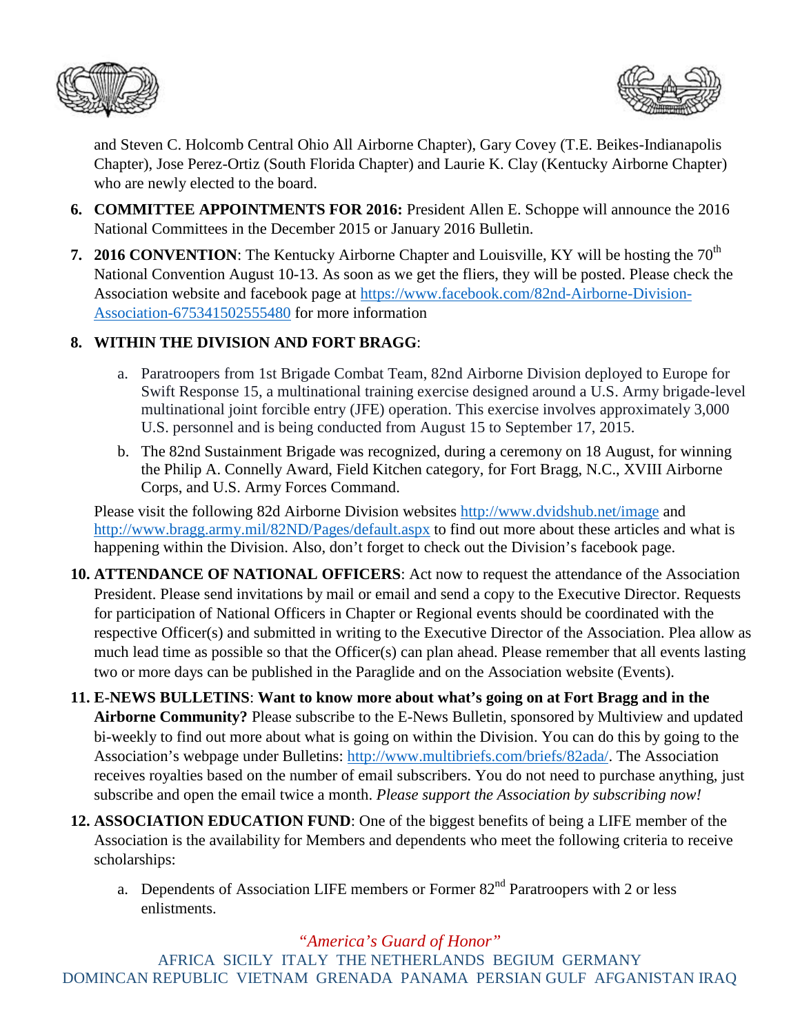and Steven C. Holcomb Central Ohio All Airborne Chapter), Gary Covey (T.E. Beikes-Indianapolis Chapter), Jose Perez-Ortiz (South Florida Chapter) and Laurie K. Clay (Kentucky Airborne Chapter) who are newly elected to the board.

6. **COMMITTEE APPOINTMENTS FOR 2016:** President Allen E. Schoppe will announce the 2016 National Committees in the December 2015 or January 2016 Bulletin.

7. **2016 CONVENTION**: The Kentucky Airborne Chapter and Louisville, KY will be hosting the 70th National Convention August 10-13. As soon as we get the fliers, they will be posted. Please check the Association website and facebook page at https://www.facebook.com/82nd-Airborne-Division-Association-675341502555480 for more information

8. **WITHIN THE DIVISION AND FORT BRAGG**:

   a. Paratroopers from 1st Brigade Combat Team, 82nd Airborne Division deployed to Europe for Swift Response 15, a multinational training exercise designed around a U.S. Army brigade-level multinational joint forcible entry (JFE) operation. This exercise involves approximately 3,000 U.S. personnel and is being conducted from August 15 to September 17, 2015.

   b. The 82nd Sustainment Brigade was recognized, during a ceremony on 18 August, for winning the Philip A. Connelly Award, Field Kitchen category, for Fort Bragg, N.C., XVIII Airborne Corps, and U.S. Army Forces Command.

   Please visit the following 82d Airborne Division websites http://www.dvidshub.net/image and http://www.bragg.army.mil/82ND/Pages/default.aspx to find out more about these articles and what is happening within the Division. Also, don't forget to check out the Division's facebook page.

10. **ATTENDANCE OF NATIONAL OFFICERS**: Act now to request the attendance of the Association President. Please send invitations by mail or email and send a copy to the Executive Director. Requests for participation of National Officers in Chapter or Regional events should be coordinated with the respective Officer(s) and submitted in writing to the Executive Director of the Association. Plea allow as much lead time as possible so that the Officer(s) can plan ahead. Please remember that all events lasting two or more days can be published in the Paraglide and on the Association website (Events).

11. **E-NEWS BULLETINS**: **Want to know more about what's going on at Fort Bragg and in the Airborne Community?** Please subscribe to the E-News Bulletin, sponsored by Multiview and updated bi-weekly to find out more about what is going on within the Division. You can do this by going to the Association's webpage under Bulletins: http://www.multibriefs.com/briefs/82ada/. The Association receives royalties based on the number of email subscribers. You do not need to purchase anything, just subscribe and open the email twice a month. *Please support the Association by subscribing now!*

12. **ASSOCIATION EDUCATION FUND**: One of the biggest benefits of being a LIFE member of the Association is the availability for Members and dependents who meet the following criteria to receive scholarships:

    a. Dependents of Association LIFE members or Former 82nd Paratroopers with 2 or less enlistments.

*"America's Guard of Honor"*

AFRICA SICILY ITALY THE NETHERLANDS BEGIUM GERMANY
DOMINCAN REPUBLIC VIETNAM GRENADA PANAMA PERSIAN GULF AFGANISTAN IRAQ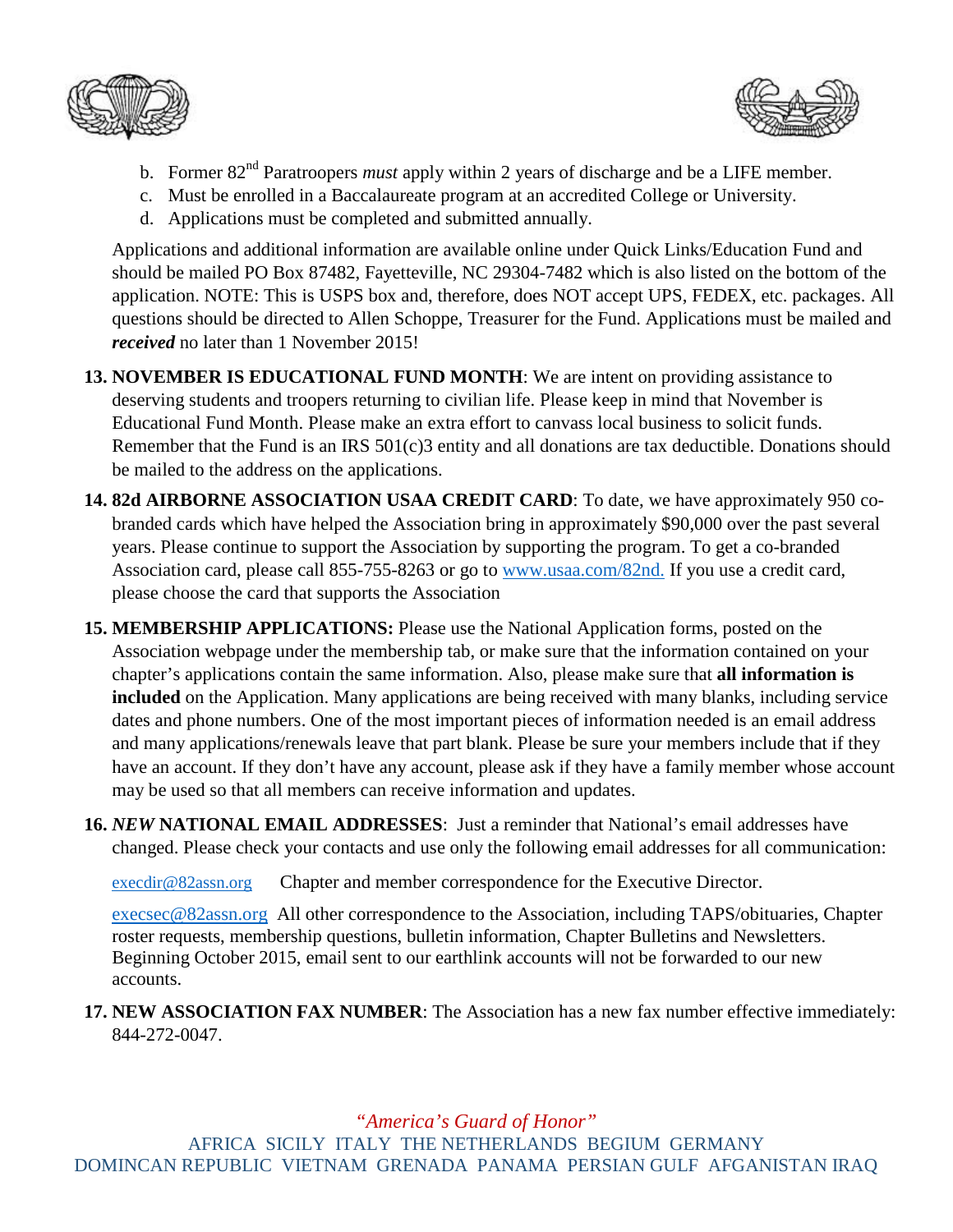b. Former 82nd Paratroopers *must* apply within 2 years of discharge and be a LIFE member.
c. Must be enrolled in a Baccalaureate program at an accredited College or University.
d. Applications must be completed and submitted annually.

Applications and additional information are available online under Quick Links/Education Fund and should be mailed PO Box 87482, Fayetteville, NC 29304-7482 which is also listed on the bottom of the application. NOTE: This is USPS box and, therefore, does NOT accept UPS, FEDEX, etc. packages. All questions should be directed to Allen Schoppe, Treasurer for the Fund. Applications must be mailed and ***received*** no later than 1 November 2015!

13. **NOVEMBER IS EDUCATIONAL FUND MONTH**: We are intent on providing assistance to deserving students and troopers returning to civilian life. Please keep in mind that November is Educational Fund Month. Please make an extra effort to canvass local business to solicit funds. Remember that the Fund is an IRS 501(c)3 entity and all donations are tax deductible. Donations should be mailed to the address on the applications.

14. **82d AIRBORNE ASSOCIATION USAA CREDIT CARD**: To date, we have approximately 950 co-branded cards which have helped the Association bring in approximately $90,000 over the past several years. Please continue to support the Association by supporting the program. To get a co-branded Association card, please call 855-755-8263 or go to www.usaa.com/82nd. If you use a credit card, please choose the card that supports the Association

15. **MEMBERSHIP APPLICATIONS:** Please use the National Application forms, posted on the Association webpage under the membership tab, or make sure that the information contained on your chapter's applications contain the same information. Also, please make sure that **all information is included** on the Application. Many applications are being received with many blanks, including service dates and phone numbers. One of the most important pieces of information needed is an email address and many applications/renewals leave that part blank. Please be sure your members include that if they have an account. If they don't have any account, please ask if they have a family member whose account may be used so that all members can receive information and updates.

16. ***NEW* NATIONAL EMAIL ADDRESSES**: Just a reminder that National's email addresses have changed. Please check your contacts and use only the following email addresses for all communication:

    execdir@82assn.org Chapter and member correspondence for the Executive Director.

    execsec@82assn.org All other correspondence to the Association, including TAPS/obituaries, Chapter roster requests, membership questions, bulletin information, Chapter Bulletins and Newsletters. Beginning October 2015, email sent to our earthlink accounts will not be forwarded to our new accounts.

17. **NEW ASSOCIATION FAX NUMBER**: The Association has a new fax number effective immediately: 844-272-0047.

*"America's Guard of Honor"*
AFRICA SICILY ITALY THE NETHERLANDS BEGIUM GERMANY
DOMINCAN REPUBLIC VIETNAM GRENADA PANAMA PERSIAN GULF AFGANISTAN IRAQ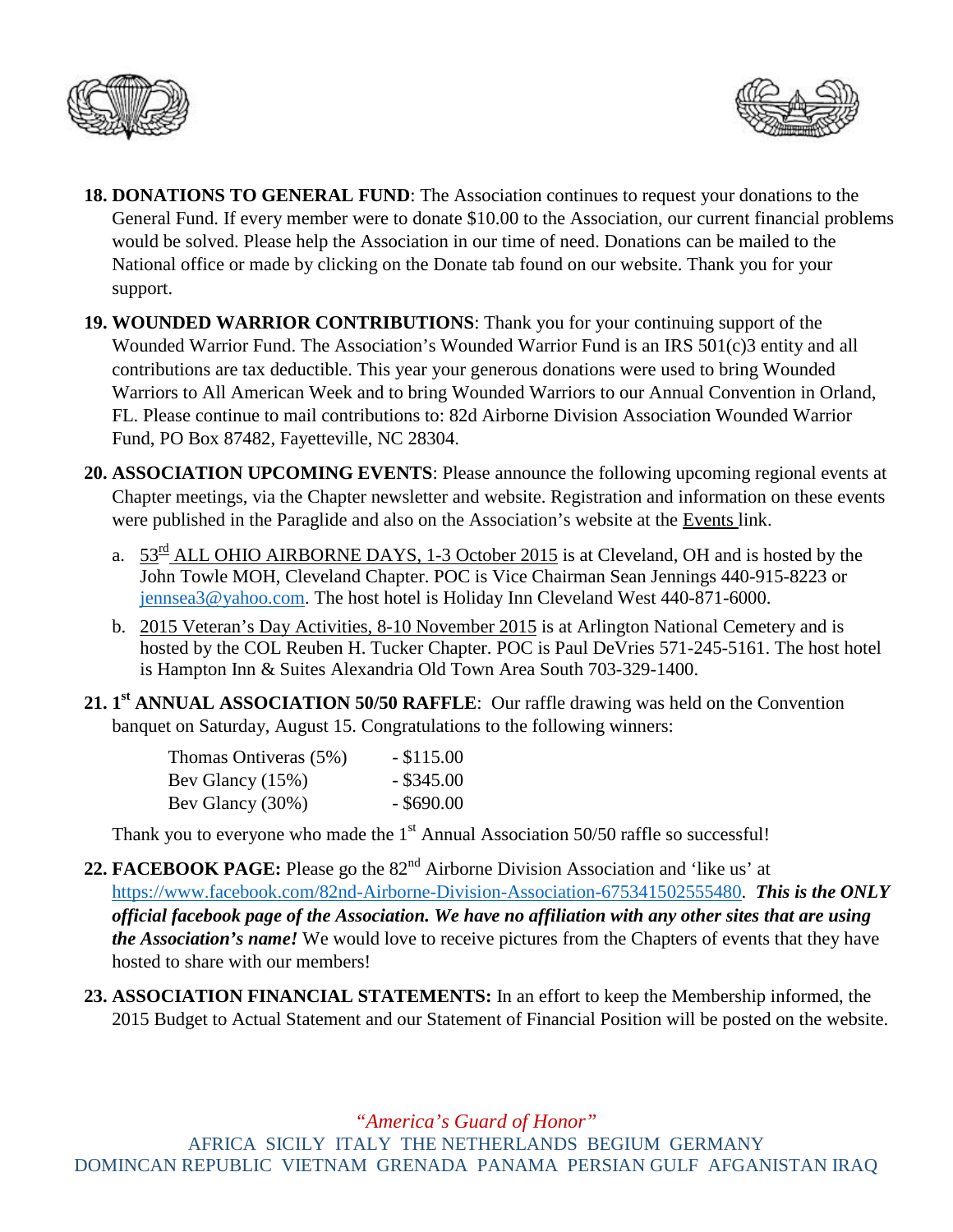18. **DONATIONS TO GENERAL FUND**: The Association continues to request your donations to the General Fund. If every member were to donate $10.00 to the Association, our current financial problems would be solved. Please help the Association in our time of need. Donations can be mailed to the National office or made by clicking on the Donate tab found on our website. Thank you for your support.

19. **WOUNDED WARRIOR CONTRIBUTIONS**: Thank you for your continuing support of the Wounded Warrior Fund. The Association's Wounded Warrior Fund is an IRS 501(c)3 entity and all contributions are tax deductible. This year your generous donations were used to bring Wounded Warriors to All American Week and to bring Wounded Warriors to our Annual Convention in Orland, FL. Please continue to mail contributions to: 82d Airborne Division Association Wounded Warrior Fund, PO Box 87482, Fayetteville, NC 28304.

20. **ASSOCIATION UPCOMING EVENTS**: Please announce the following upcoming regional events at Chapter meetings, via the Chapter newsletter and website. Registration and information on these events were published in the Paraglide and also on the Association's website at the Events link.

    a. 53rd ALL OHIO AIRBORNE DAYS, 1-3 October 2015 is at Cleveland, OH and is hosted by the John Towle MOH, Cleveland Chapter. POC is Vice Chairman Sean Jennings 440-915-8223 or jennsea3@yahoo.com. The host hotel is Holiday Inn Cleveland West 440-871-6000.

    b. 2015 Veteran's Day Activities, 8-10 November 2015 is at Arlington National Cemetery and is hosted by the COL Reuben H. Tucker Chapter. POC is Paul DeVries 571-245-5161. The host hotel is Hampton Inn & Suites Alexandria Old Town Area South 703-329-1400.

21. **1st ANNUAL ASSOCIATION 50/50 RAFFLE**: Our raffle drawing was held on the Convention banquet on Saturday, August 15. Congratulations to the following winners:

    Thomas Ontiveras (5%) - $115.00
    Bev Glancy (15%) - $345.00
    Bev Glancy (30%) - $690.00

    Thank you to everyone who made the 1st Annual Association 50/50 raffle so successful!

22. **FACEBOOK PAGE:** Please go the 82nd Airborne Division Association and 'like us' at https://www.facebook.com/82nd-Airborne-Division-Association-675341502555480. ***This is the ONLY official facebook page of the Association. We have no affiliation with any other sites that are using the Association's name!*** We would love to receive pictures from the Chapters of events that they have hosted to share with our members!

23. **ASSOCIATION FINANCIAL STATEMENTS:** In an effort to keep the Membership informed, the 2015 Budget to Actual Statement and our Statement of Financial Position will be posted on the website.

*"America's Guard of Honor"*

AFRICA SICILY ITALY THE NETHERLANDS BEGIUM GERMANY
DOMINCAN REPUBLIC VIETNAM GRENADA PANAMA PERSIAN GULF AFGANISTAN IRAQ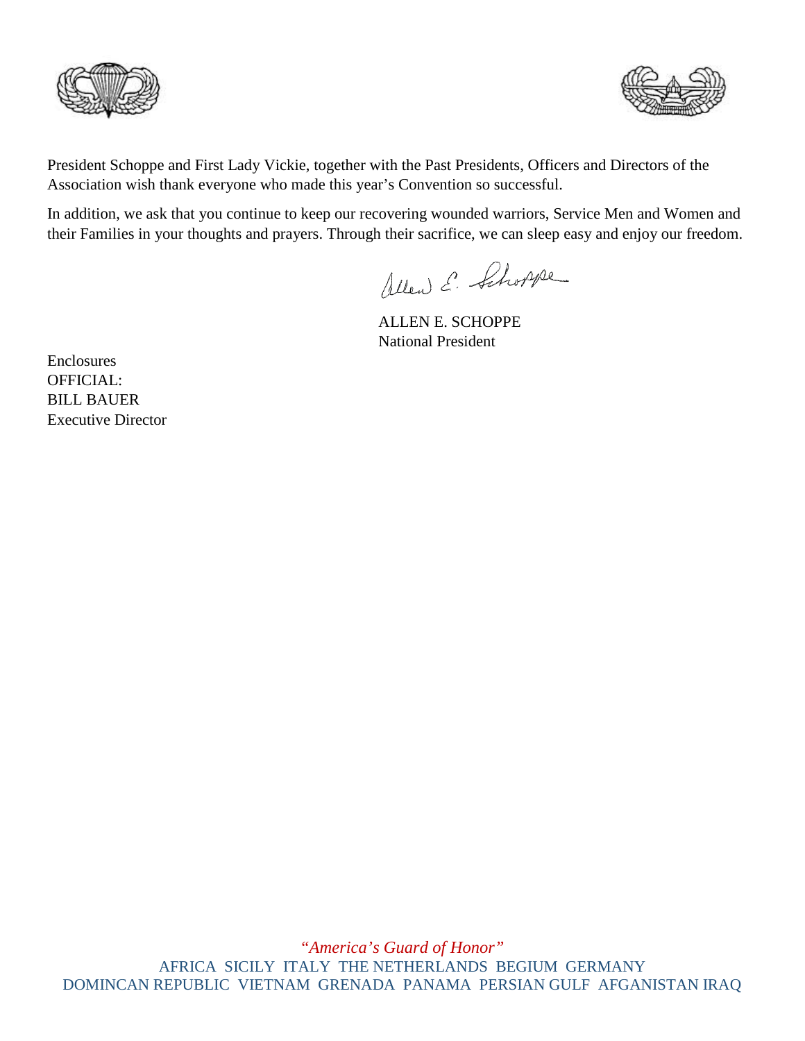President Schoppe and First Lady Vickie, together with the Past Presidents, Officers and Directors of the Association wish thank everyone who made this year's Convention so successful.

In addition, we ask that you continue to keep our recovering wounded warriors, Service Men and Women and their Families in your thoughts and prayers. Through their sacrifice, we can sleep easy and enjoy our freedom.

Allen E. Schoppe

ALLEN E. SCHOPPE
National President

Enclosures
OFFICIAL:
BILL BAUER
Executive Director

*"America's Guard of Honor"*

AFRICA SICILY ITALY THE NETHERLANDS BEGIUM GERMANY
DOMINCAN REPUBLIC VIETNAM GRENADA PANAMA PERSIAN GULF AFGANISTAN IRAQ